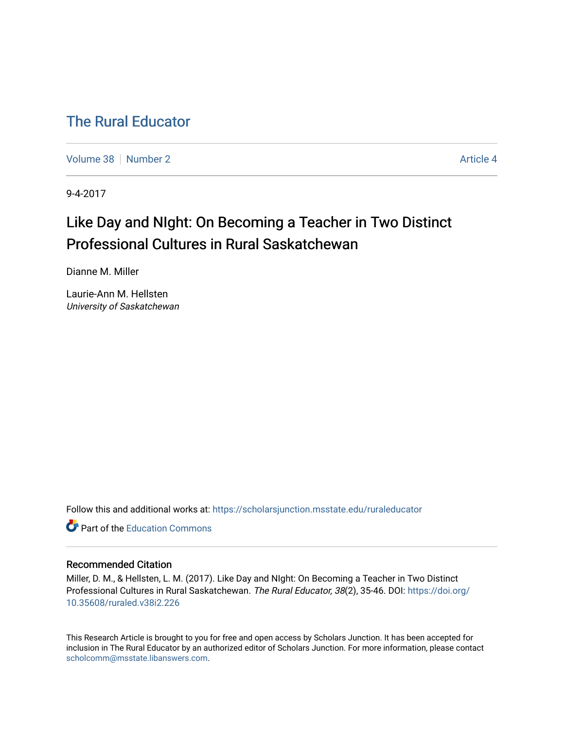# The Rural Educator

Volume 38 | Number 2 Article 4

9-4-2017

## Like Day and NIght: On Becoming a Teacher in Two Distinct Professional Cultures in Rural Saskatchewan

Dianne M. Miller

Laurie-Ann M. Hellsten
*University of Saskatchewan*

Follow this and additional works at: https://scholarsjunction.msstate.edu/ruraleducator

Part of the Education Commons

### Recommended Citation

Miller, D. M., & Hellsten, L. M. (2017). Like Day and NIght: On Becoming a Teacher in Two Distinct Professional Cultures in Rural Saskatchewan. *The Rural Educator, 38*(2), 35-46. DOI: https://doi.org/10.35608/ruraled.v38i2.226

This Research Article is brought to you for free and open access by Scholars Junction. It has been accepted for inclusion in The Rural Educator by an authorized editor of Scholars Junction. For more information, please contact scholcomm@msstate.libanswers.com.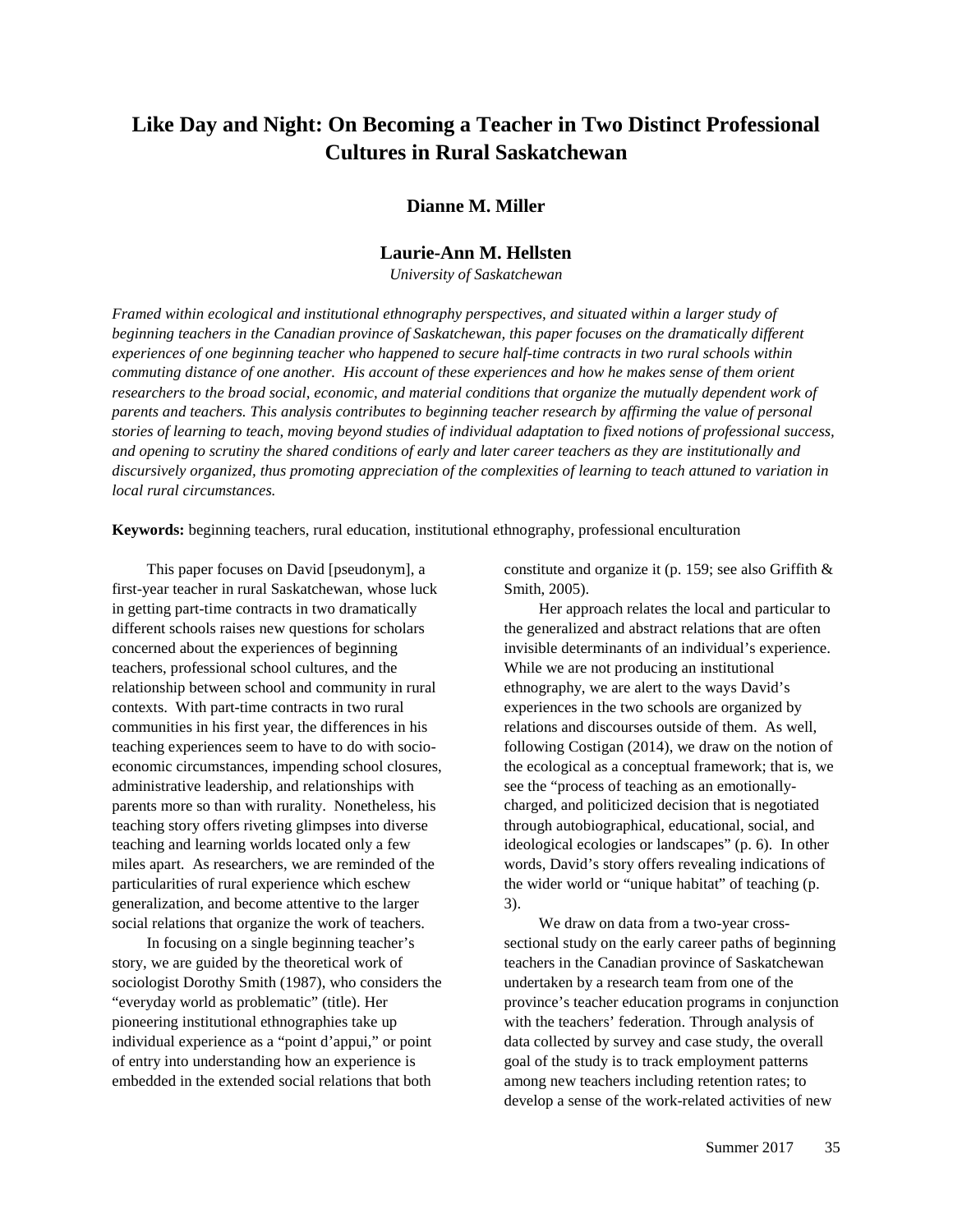# Like Day and Night: On Becoming a Teacher in Two Distinct Professional Cultures in Rural Saskatchewan

**Dianne M. Miller**

**Laurie-Ann M. Hellsten**

*University of Saskatchewan*

*Framed within ecological and institutional ethnography perspectives, and situated within a larger study of beginning teachers in the Canadian province of Saskatchewan, this paper focuses on the dramatically different experiences of one beginning teacher who happened to secure half-time contracts in two rural schools within commuting distance of one another. His account of these experiences and how he makes sense of them orient researchers to the broad social, economic, and material conditions that organize the mutually dependent work of parents and teachers. This analysis contributes to beginning teacher research by affirming the value of personal stories of learning to teach, moving beyond studies of individual adaptation to fixed notions of professional success, and opening to scrutiny the shared conditions of early and later career teachers as they are institutionally and discursively organized, thus promoting appreciation of the complexities of learning to teach attuned to variation in local rural circumstances.*

**Keywords:** beginning teachers, rural education, institutional ethnography, professional enculturation

This paper focuses on David [pseudonym], a first-year teacher in rural Saskatchewan, whose luck in getting part-time contracts in two dramatically different schools raises new questions for scholars concerned about the experiences of beginning teachers, professional school cultures, and the relationship between school and community in rural contexts. With part-time contracts in two rural communities in his first year, the differences in his teaching experiences seem to have to do with socio-economic circumstances, impending school closures, administrative leadership, and relationships with parents more so than with rurality. Nonetheless, his teaching story offers riveting glimpses into diverse teaching and learning worlds located only a few miles apart. As researchers, we are reminded of the particularities of rural experience which eschew generalization, and become attentive to the larger social relations that organize the work of teachers.

In focusing on a single beginning teacher's story, we are guided by the theoretical work of sociologist Dorothy Smith (1987), who considers the "everyday world as problematic" (title). Her pioneering institutional ethnographies take up individual experience as a "point d'appui," or point of entry into understanding how an experience is embedded in the extended social relations that both constitute and organize it (p. 159; see also Griffith & Smith, 2005).

Her approach relates the local and particular to the generalized and abstract relations that are often invisible determinants of an individual's experience. While we are not producing an institutional ethnography, we are alert to the ways David's experiences in the two schools are organized by relations and discourses outside of them. As well, following Costigan (2014), we draw on the notion of the ecological as a conceptual framework; that is, we see the "process of teaching as an emotionally-charged, and politicized decision that is negotiated through autobiographical, educational, social, and ideological ecologies or landscapes" (p. 6). In other words, David's story offers revealing indications of the wider world or "unique habitat" of teaching (p. 3).

We draw on data from a two-year cross-sectional study on the early career paths of beginning teachers in the Canadian province of Saskatchewan undertaken by a research team from one of the province's teacher education programs in conjunction with the teachers' federation. Through analysis of data collected by survey and case study, the overall goal of the study is to track employment patterns among new teachers including retention rates; to develop a sense of the work-related activities of new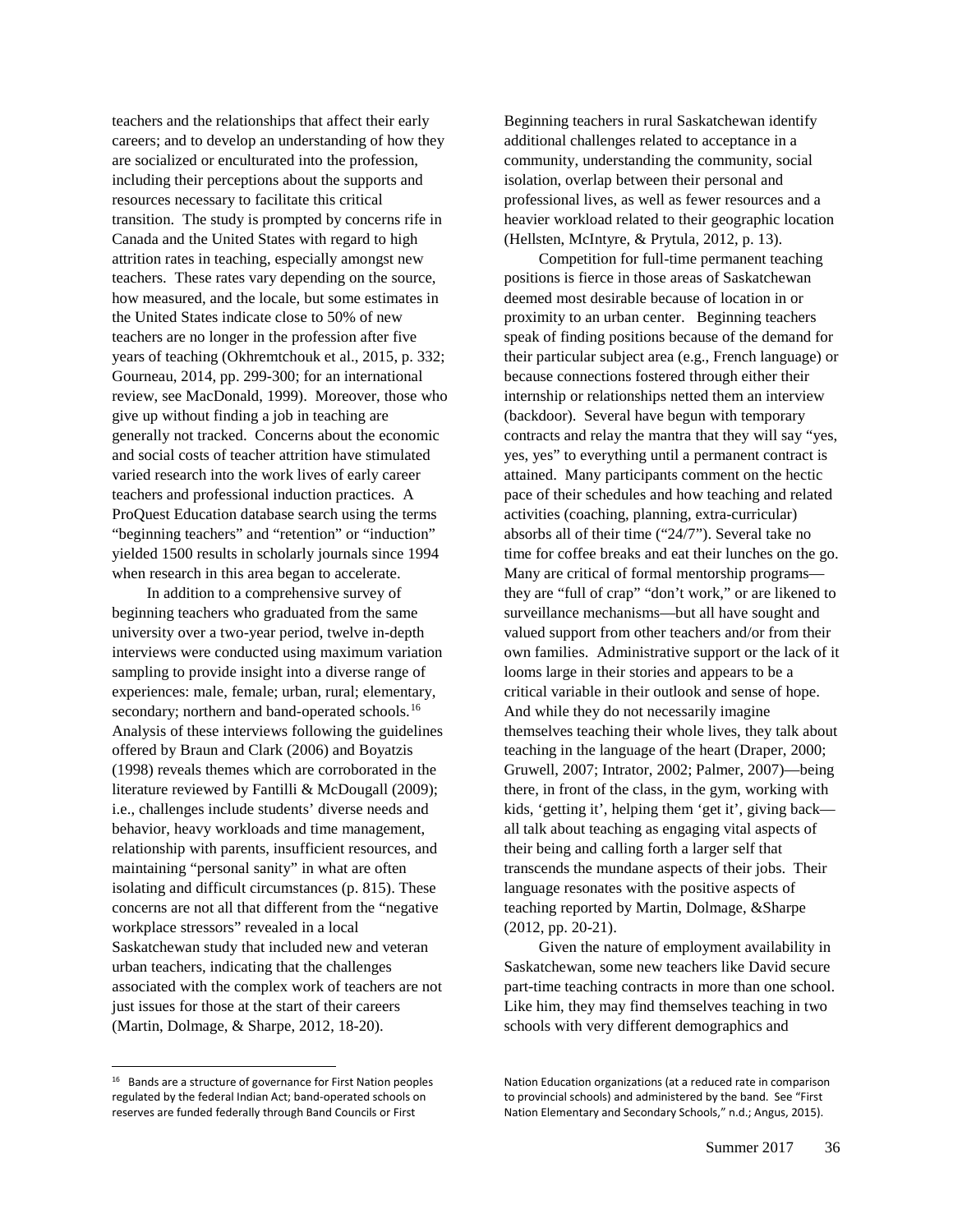teachers and the relationships that affect their early careers; and to develop an understanding of how they are socialized or enculturated into the profession, including their perceptions about the supports and resources necessary to facilitate this critical transition. The study is prompted by concerns rife in Canada and the United States with regard to high attrition rates in teaching, especially amongst new teachers. These rates vary depending on the source, how measured, and the locale, but some estimates in the United States indicate close to 50% of new teachers are no longer in the profession after five years of teaching (Okhremtchouk et al., 2015, p. 332; Gourneau, 2014, pp. 299-300; for an international review, see MacDonald, 1999). Moreover, those who give up without finding a job in teaching are generally not tracked. Concerns about the economic and social costs of teacher attrition have stimulated varied research into the work lives of early career teachers and professional induction practices. A ProQuest Education database search using the terms "beginning teachers" and "retention" or "induction" yielded 1500 results in scholarly journals since 1994 when research in this area began to accelerate.

In addition to a comprehensive survey of beginning teachers who graduated from the same university over a two-year period, twelve in-depth interviews were conducted using maximum variation sampling to provide insight into a diverse range of experiences: male, female; urban, rural; elementary, secondary; northern and band-operated schools.[16] Analysis of these interviews following the guidelines offered by Braun and Clark (2006) and Boyatzis (1998) reveals themes which are corroborated in the literature reviewed by Fantilli & McDougall (2009); i.e., challenges include students' diverse needs and behavior, heavy workloads and time management, relationship with parents, insufficient resources, and maintaining "personal sanity" in what are often isolating and difficult circumstances (p. 815). These concerns are not all that different from the "negative workplace stressors" revealed in a local Saskatchewan study that included new and veteran urban teachers, indicating that the challenges associated with the complex work of teachers are not just issues for those at the start of their careers (Martin, Dolmage, & Sharpe, 2012, 18-20).

Beginning teachers in rural Saskatchewan identify additional challenges related to acceptance in a community, understanding the community, social isolation, overlap between their personal and professional lives, as well as fewer resources and a heavier workload related to their geographic location (Hellsten, McIntyre, & Prytula, 2012, p. 13).

Competition for full-time permanent teaching positions is fierce in those areas of Saskatchewan deemed most desirable because of location in or proximity to an urban center. Beginning teachers speak of finding positions because of the demand for their particular subject area (e.g., French language) or because connections fostered through either their internship or relationships netted them an interview (backdoor). Several have begun with temporary contracts and relay the mantra that they will say "yes, yes, yes" to everything until a permanent contract is attained. Many participants comment on the hectic pace of their schedules and how teaching and related activities (coaching, planning, extra-curricular) absorbs all of their time ("24/7"). Several take no time for coffee breaks and eat their lunches on the go. Many are critical of formal mentorship programs—they are "full of crap" "don't work," or are likened to surveillance mechanisms—but all have sought and valued support from other teachers and/or from their own families. Administrative support or the lack of it looms large in their stories and appears to be a critical variable in their outlook and sense of hope. And while they do not necessarily imagine themselves teaching their whole lives, they talk about teaching in the language of the heart (Draper, 2000; Gruwell, 2007; Intrator, 2002; Palmer, 2007)—being there, in front of the class, in the gym, working with kids, 'getting it', helping them 'get it', giving back—all talk about teaching as engaging vital aspects of their being and calling forth a larger self that transcends the mundane aspects of their jobs. Their language resonates with the positive aspects of teaching reported by Martin, Dolmage, &Sharpe (2012, pp. 20-21).

Given the nature of employment availability in Saskatchewan, some new teachers like David secure part-time teaching contracts in more than one school. Like him, they may find themselves teaching in two schools with very different demographics and

---

[16] Bands are a structure of governance for First Nation peoples regulated by the federal Indian Act; band-operated schools on reserves are funded federally through Band Councils or First Nation Education organizations (at a reduced rate in comparison to provincial schools) and administered by the band. See "First Nation Elementary and Secondary Schools," n.d.; Angus, 2015).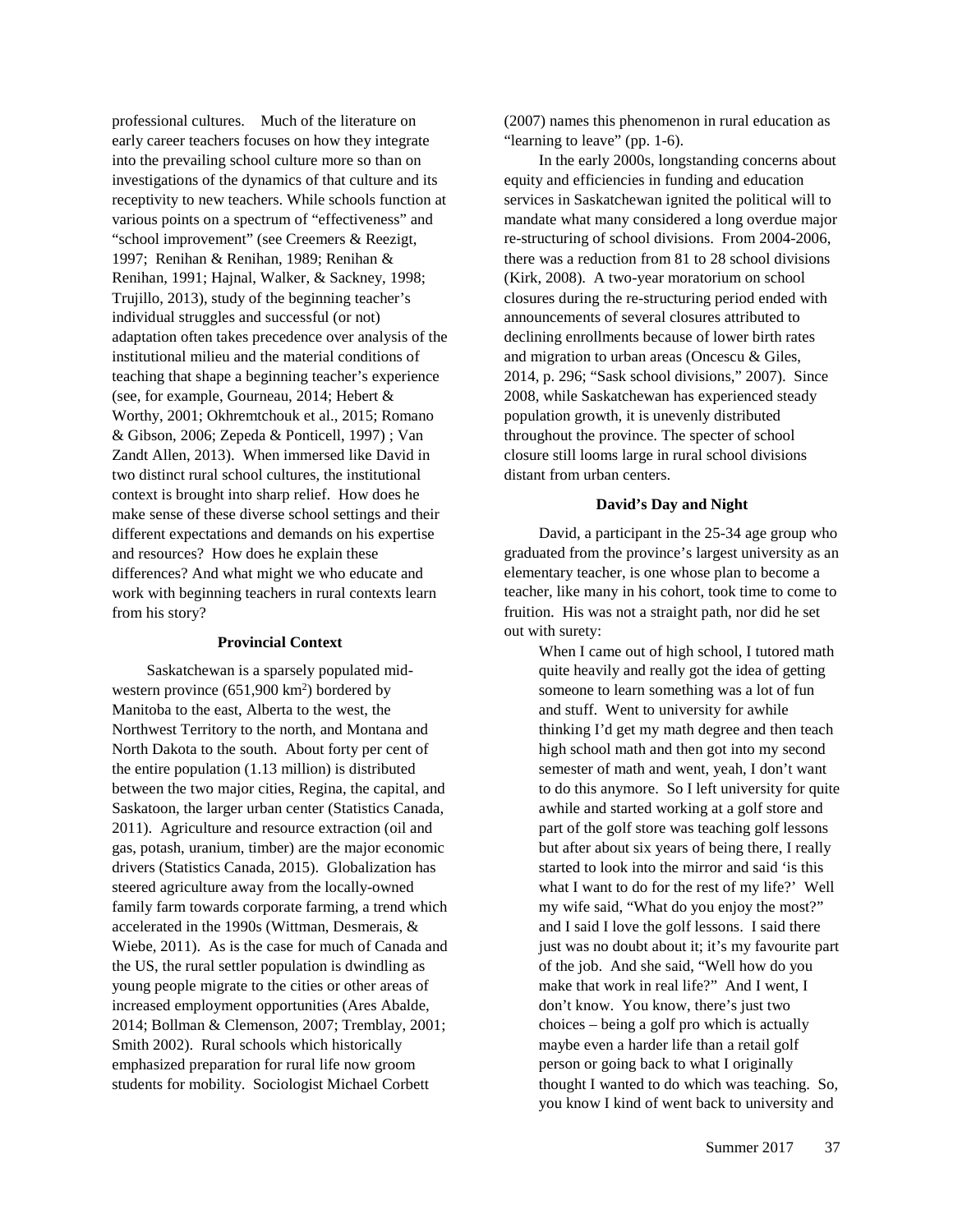professional cultures. Much of the literature on early career teachers focuses on how they integrate into the prevailing school culture more so than on investigations of the dynamics of that culture and its receptivity to new teachers. While schools function at various points on a spectrum of "effectiveness" and "school improvement" (see Creemers & Reezigt, 1997; Renihan & Renihan, 1989; Renihan & Renihan, 1991; Hajnal, Walker, & Sackney, 1998; Trujillo, 2013), study of the beginning teacher's individual struggles and successful (or not) adaptation often takes precedence over analysis of the institutional milieu and the material conditions of teaching that shape a beginning teacher's experience (see, for example, Gourneau, 2014; Hebert & Worthy, 2001; Okhremtchouk et al., 2015; Romano & Gibson, 2006; Zepeda & Ponticell, 1997) ; Van Zandt Allen, 2013). When immersed like David in two distinct rural school cultures, the institutional context is brought into sharp relief. How does he make sense of these diverse school settings and their different expectations and demands on his expertise and resources? How does he explain these differences? And what might we who educate and work with beginning teachers in rural contexts learn from his story?

## Provincial Context

Saskatchewan is a sparsely populated mid-western province (651,900 km$^2$) bordered by Manitoba to the east, Alberta to the west, the Northwest Territory to the north, and Montana and North Dakota to the south. About forty per cent of the entire population (1.13 million) is distributed between the two major cities, Regina, the capital, and Saskatoon, the larger urban center (Statistics Canada, 2011). Agriculture and resource extraction (oil and gas, potash, uranium, timber) are the major economic drivers (Statistics Canada, 2015). Globalization has steered agriculture away from the locally-owned family farm towards corporate farming, a trend which accelerated in the 1990s (Wittman, Desmerais, & Wiebe, 2011). As is the case for much of Canada and the US, the rural settler population is dwindling as young people migrate to the cities or other areas of increased employment opportunities (Ares Abalde, 2014; Bollman & Clemenson, 2007; Tremblay, 2001; Smith 2002). Rural schools which historically emphasized preparation for rural life now groom students for mobility. Sociologist Michael Corbett (2007) names this phenomenon in rural education as "learning to leave" (pp. 1-6).

In the early 2000s, longstanding concerns about equity and efficiencies in funding and education services in Saskatchewan ignited the political will to mandate what many considered a long overdue major re-structuring of school divisions. From 2004-2006, there was a reduction from 81 to 28 school divisions (Kirk, 2008). A two-year moratorium on school closures during the re-structuring period ended with announcements of several closures attributed to declining enrollments because of lower birth rates and migration to urban areas (Oncescu & Giles, 2014, p. 296; "Sask school divisions," 2007). Since 2008, while Saskatchewan has experienced steady population growth, it is unevenly distributed throughout the province. The specter of school closure still looms large in rural school divisions distant from urban centers.

## David's Day and Night

David, a participant in the 25-34 age group who graduated from the province's largest university as an elementary teacher, is one whose plan to become a teacher, like many in his cohort, took time to come to fruition. His was not a straight path, nor did he set out with surety:

> When I came out of high school, I tutored math quite heavily and really got the idea of getting someone to learn something was a lot of fun and stuff. Went to university for awhile thinking I'd get my math degree and then teach high school math and then got into my second semester of math and went, yeah, I don't want to do this anymore. So I left university for quite awhile and started working at a golf store and part of the golf store was teaching golf lessons but after about six years of being there, I really started to look into the mirror and said 'is this what I want to do for the rest of my life?' Well my wife said, "What do you enjoy the most?" and I said I love the golf lessons. I said there just was no doubt about it; it's my favourite part of the job. And she said, "Well how do you make that work in real life?" And I went, I don't know. You know, there's just two choices – being a golf pro which is actually maybe even a harder life than a retail golf person or going back to what I originally thought I wanted to do which was teaching. So, you know I kind of went back to university and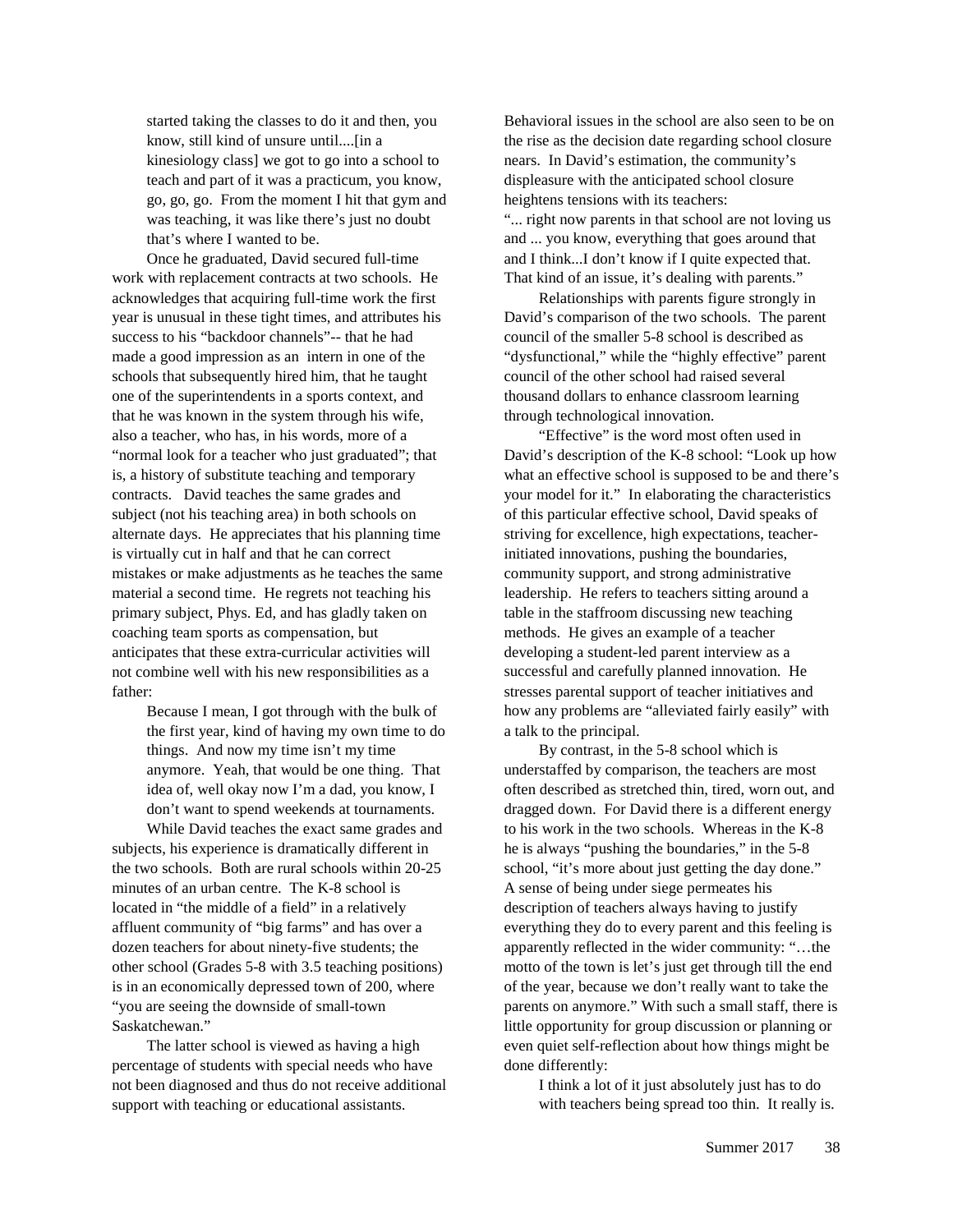started taking the classes to do it and then, you know, still kind of unsure until....[in a kinesiology class] we got to go into a school to teach and part of it was a practicum, you know, go, go, go. From the moment I hit that gym and was teaching, it was like there's just no doubt that's where I wanted to be.

Once he graduated, David secured full-time work with replacement contracts at two schools. He acknowledges that acquiring full-time work the first year is unusual in these tight times, and attributes his success to his "backdoor channels"-- that he had made a good impression as an intern in one of the schools that subsequently hired him, that he taught one of the superintendents in a sports context, and that he was known in the system through his wife, also a teacher, who has, in his words, more of a "normal look for a teacher who just graduated"; that is, a history of substitute teaching and temporary contracts. David teaches the same grades and subject (not his teaching area) in both schools on alternate days. He appreciates that his planning time is virtually cut in half and that he can correct mistakes or make adjustments as he teaches the same material a second time. He regrets not teaching his primary subject, Phys. Ed, and has gladly taken on coaching team sports as compensation, but anticipates that these extra-curricular activities will not combine well with his new responsibilities as a father:

> Because I mean, I got through with the bulk of the first year, kind of having my own time to do things. And now my time isn't my time anymore. Yeah, that would be one thing. That idea of, well okay now I'm a dad, you know, I don't want to spend weekends at tournaments.

While David teaches the exact same grades and subjects, his experience is dramatically different in the two schools. Both are rural schools within 20-25 minutes of an urban centre. The K-8 school is located in "the middle of a field" in a relatively affluent community of "big farms" and has over a dozen teachers for about ninety-five students; the other school (Grades 5-8 with 3.5 teaching positions) is in an economically depressed town of 200, where "you are seeing the downside of small-town Saskatchewan."

The latter school is viewed as having a high percentage of students with special needs who have not been diagnosed and thus do not receive additional support with teaching or educational assistants. Behavioral issues in the school are also seen to be on the rise as the decision date regarding school closure nears. In David's estimation, the community's displeasure with the anticipated school closure heightens tensions with its teachers:

"... right now parents in that school are not loving us and ... you know, everything that goes around that and I think...I don't know if I quite expected that. That kind of an issue, it's dealing with parents."

Relationships with parents figure strongly in David's comparison of the two schools. The parent council of the smaller 5-8 school is described as "dysfunctional," while the "highly effective" parent council of the other school had raised several thousand dollars to enhance classroom learning through technological innovation.

"Effective" is the word most often used in David's description of the K-8 school: "Look up how what an effective school is supposed to be and there's your model for it." In elaborating the characteristics of this particular effective school, David speaks of striving for excellence, high expectations, teacher-initiated innovations, pushing the boundaries, community support, and strong administrative leadership. He refers to teachers sitting around a table in the staffroom discussing new teaching methods. He gives an example of a teacher developing a student-led parent interview as a successful and carefully planned innovation. He stresses parental support of teacher initiatives and how any problems are "alleviated fairly easily" with a talk to the principal.

By contrast, in the 5-8 school which is understaffed by comparison, the teachers are most often described as stretched thin, tired, worn out, and dragged down. For David there is a different energy to his work in the two schools. Whereas in the K-8 he is always "pushing the boundaries," in the 5-8 school, "it's more about just getting the day done." A sense of being under siege permeates his description of teachers always having to justify everything they do to every parent and this feeling is apparently reflected in the wider community: "…the motto of the town is let's just get through till the end of the year, because we don't really want to take the parents on anymore." With such a small staff, there is little opportunity for group discussion or planning or even quiet self-reflection about how things might be done differently:

> I think a lot of it just absolutely just has to do with teachers being spread too thin. It really is.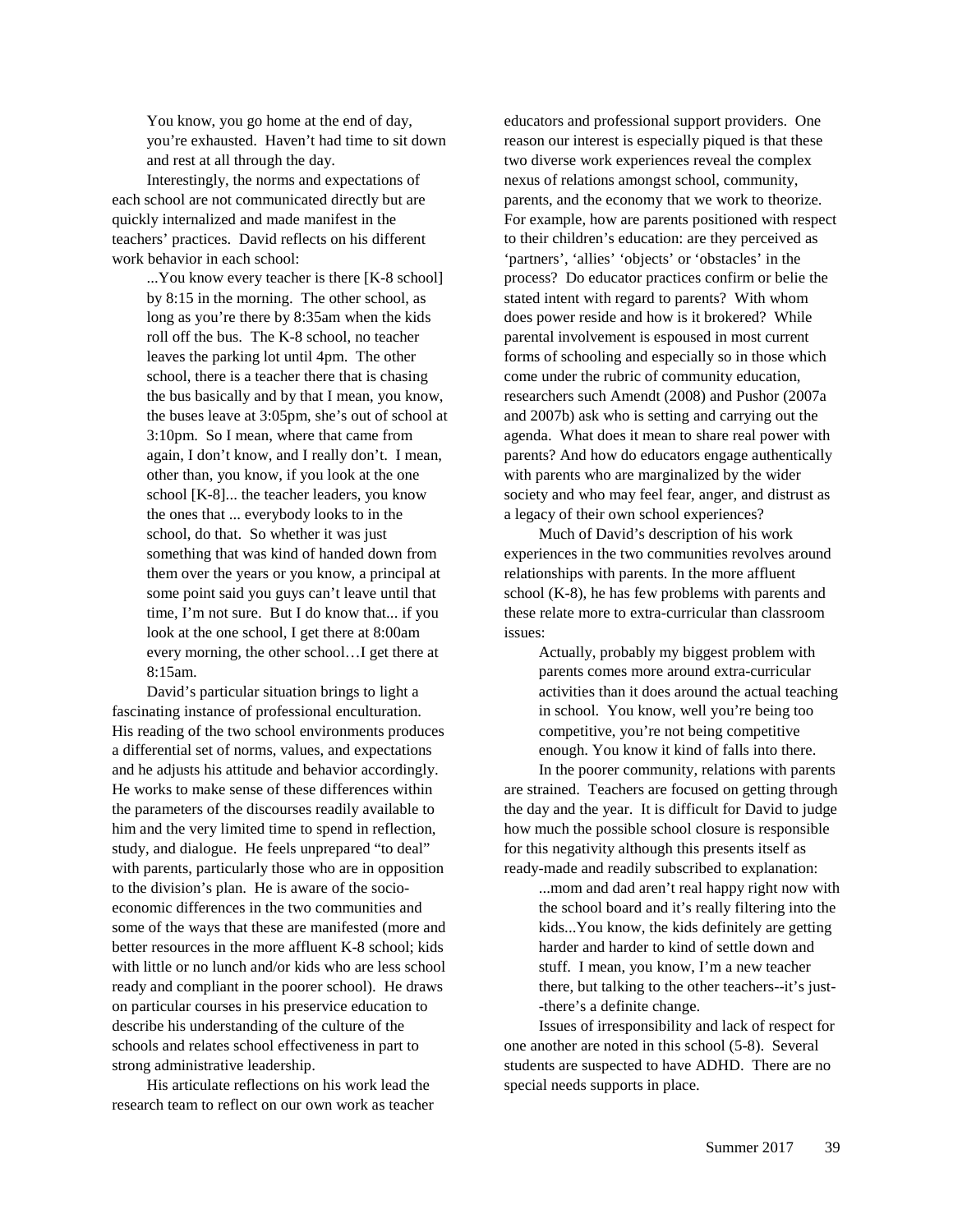> You know, you go home at the end of day, you're exhausted. Haven't had time to sit down and rest at all through the day.

Interestingly, the norms and expectations of each school are not communicated directly but are quickly internalized and made manifest in the teachers' practices. David reflects on his different work behavior in each school:

> ...You know every teacher is there [K-8 school] by 8:15 in the morning. The other school, as long as you're there by 8:35am when the kids roll off the bus. The K-8 school, no teacher leaves the parking lot until 4pm. The other school, there is a teacher there that is chasing the bus basically and by that I mean, you know, the buses leave at 3:05pm, she's out of school at 3:10pm. So I mean, where that came from again, I don't know, and I really don't. I mean, other than, you know, if you look at the one school [K-8]... the teacher leaders, you know the ones that ... everybody looks to in the school, do that. So whether it was just something that was kind of handed down from them over the years or you know, a principal at some point said you guys can't leave until that time, I'm not sure. But I do know that... if you look at the one school, I get there at 8:00am every morning, the other school…I get there at 8:15am.

David's particular situation brings to light a fascinating instance of professional enculturation. His reading of the two school environments produces a differential set of norms, values, and expectations and he adjusts his attitude and behavior accordingly. He works to make sense of these differences within the parameters of the discourses readily available to him and the very limited time to spend in reflection, study, and dialogue. He feels unprepared "to deal" with parents, particularly those who are in opposition to the division's plan. He is aware of the socio-economic differences in the two communities and some of the ways that these are manifested (more and better resources in the more affluent K-8 school; kids with little or no lunch and/or kids who are less school ready and compliant in the poorer school). He draws on particular courses in his preservice education to describe his understanding of the culture of the schools and relates school effectiveness in part to strong administrative leadership.

His articulate reflections on his work lead the research team to reflect on our own work as teacher educators and professional support providers. One reason our interest is especially piqued is that these two diverse work experiences reveal the complex nexus of relations amongst school, community, parents, and the economy that we work to theorize. For example, how are parents positioned with respect to their children's education: are they perceived as 'partners', 'allies' 'objects' or 'obstacles' in the process? Do educator practices confirm or belie the stated intent with regard to parents? With whom does power reside and how is it brokered? While parental involvement is espoused in most current forms of schooling and especially so in those which come under the rubric of community education, researchers such Amendt (2008) and Pushor (2007a and 2007b) ask who is setting and carrying out the agenda. What does it mean to share real power with parents? And how do educators engage authentically with parents who are marginalized by the wider society and who may feel fear, anger, and distrust as a legacy of their own school experiences?

Much of David's description of his work experiences in the two communities revolves around relationships with parents. In the more affluent school (K-8), he has few problems with parents and these relate more to extra-curricular than classroom issues:

> Actually, probably my biggest problem with parents comes more around extra-curricular activities than it does around the actual teaching in school. You know, well you're being too competitive, you're not being competitive enough. You know it kind of falls into there.

In the poorer community, relations with parents are strained. Teachers are focused on getting through the day and the year. It is difficult for David to judge how much the possible school closure is responsible for this negativity although this presents itself as ready-made and readily subscribed to explanation:

> ...mom and dad aren't real happy right now with the school board and it's really filtering into the kids...You know, the kids definitely are getting harder and harder to kind of settle down and stuff. I mean, you know, I'm a new teacher there, but talking to the other teachers--it's just--there's a definite change.

Issues of irresponsibility and lack of respect for one another are noted in this school (5-8). Several students are suspected to have ADHD. There are no special needs supports in place.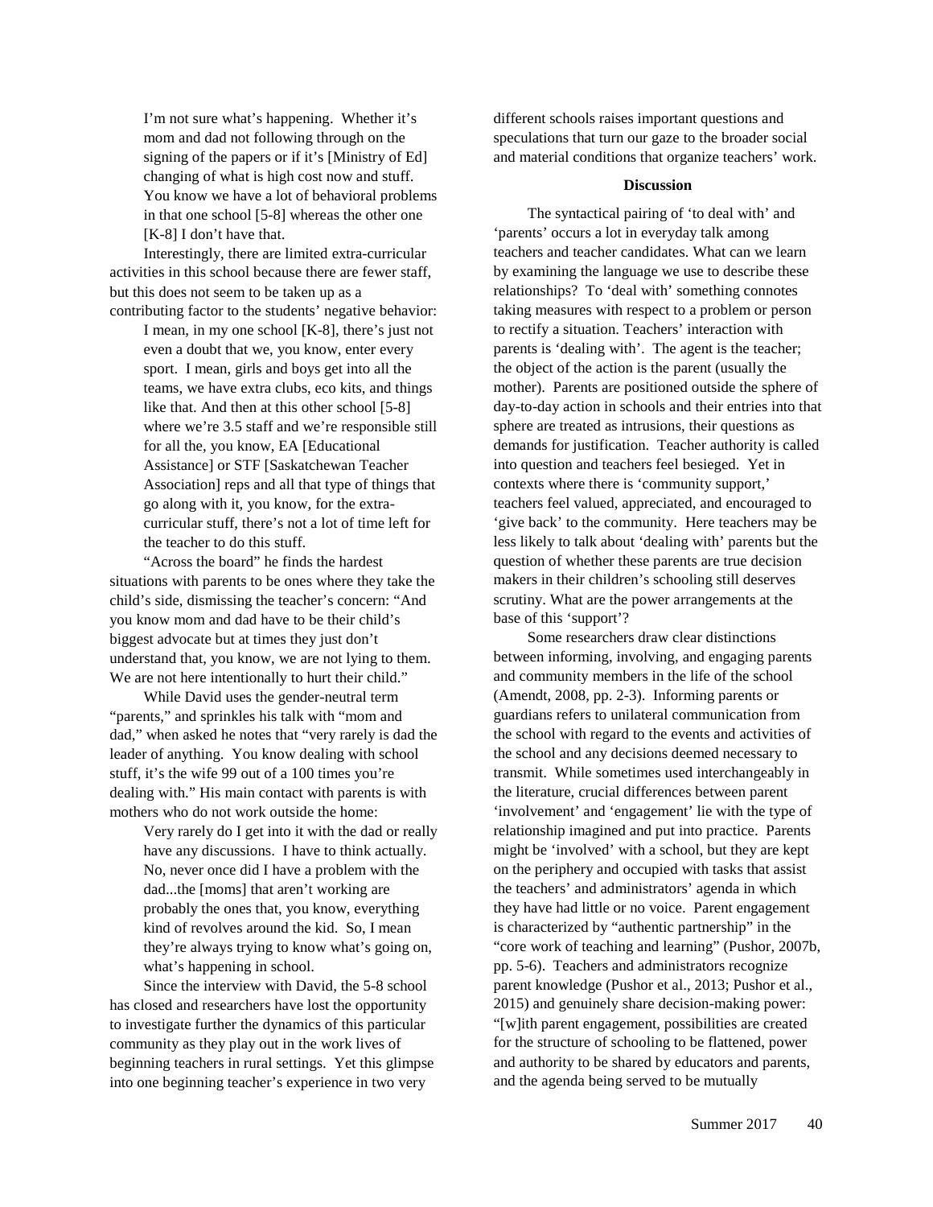I'm not sure what's happening. Whether it's mom and dad not following through on the signing of the papers or if it's [Ministry of Ed] changing of what is high cost now and stuff. You know we have a lot of behavioral problems in that one school [5-8] whereas the other one [K-8] I don't have that.

Interestingly, there are limited extra-curricular activities in this school because there are fewer staff, but this does not seem to be taken up as a contributing factor to the students' negative behavior:

> I mean, in my one school [K-8], there's just not even a doubt that we, you know, enter every sport. I mean, girls and boys get into all the teams, we have extra clubs, eco kits, and things like that. And then at this other school [5-8] where we're 3.5 staff and we're responsible still for all the, you know, EA [Educational Assistance] or STF [Saskatchewan Teacher Association] reps and all that type of things that go along with it, you know, for the extra-curricular stuff, there's not a lot of time left for the teacher to do this stuff.

"Across the board" he finds the hardest situations with parents to be ones where they take the child's side, dismissing the teacher's concern: "And you know mom and dad have to be their child's biggest advocate but at times they just don't understand that, you know, we are not lying to them. We are not here intentionally to hurt their child."

While David uses the gender-neutral term "parents," and sprinkles his talk with "mom and dad," when asked he notes that "very rarely is dad the leader of anything. You know dealing with school stuff, it's the wife 99 out of a 100 times you're dealing with." His main contact with parents is with mothers who do not work outside the home:

> Very rarely do I get into it with the dad or really have any discussions. I have to think actually. No, never once did I have a problem with the dad...the [moms] that aren't working are probably the ones that, you know, everything kind of revolves around the kid. So, I mean they're always trying to know what's going on, what's happening in school.

Since the interview with David, the 5-8 school has closed and researchers have lost the opportunity to investigate further the dynamics of this particular community as they play out in the work lives of beginning teachers in rural settings. Yet this glimpse into one beginning teacher's experience in two very different schools raises important questions and speculations that turn our gaze to the broader social and material conditions that organize teachers' work.

## Discussion

The syntactical pairing of 'to deal with' and 'parents' occurs a lot in everyday talk among teachers and teacher candidates. What can we learn by examining the language we use to describe these relationships? To 'deal with' something connotes taking measures with respect to a problem or person to rectify a situation. Teachers' interaction with parents is 'dealing with'. The agent is the teacher; the object of the action is the parent (usually the mother). Parents are positioned outside the sphere of day-to-day action in schools and their entries into that sphere are treated as intrusions, their questions as demands for justification. Teacher authority is called into question and teachers feel besieged. Yet in contexts where there is 'community support,' teachers feel valued, appreciated, and encouraged to 'give back' to the community. Here teachers may be less likely to talk about 'dealing with' parents but the question of whether these parents are true decision makers in their children's schooling still deserves scrutiny. What are the power arrangements at the base of this 'support'?

Some researchers draw clear distinctions between informing, involving, and engaging parents and community members in the life of the school (Amendt, 2008, pp. 2-3). Informing parents or guardians refers to unilateral communication from the school with regard to the events and activities of the school and any decisions deemed necessary to transmit. While sometimes used interchangeably in the literature, crucial differences between parent 'involvement' and 'engagement' lie with the type of relationship imagined and put into practice. Parents might be 'involved' with a school, but they are kept on the periphery and occupied with tasks that assist the teachers' and administrators' agenda in which they have had little or no voice. Parent engagement is characterized by "authentic partnership" in the "core work of teaching and learning" (Pushor, 2007b, pp. 5-6). Teachers and administrators recognize parent knowledge (Pushor et al., 2013; Pushor et al., 2015) and genuinely share decision-making power: "[w]ith parent engagement, possibilities are created for the structure of schooling to be flattened, power and authority to be shared by educators and parents, and the agenda being served to be mutually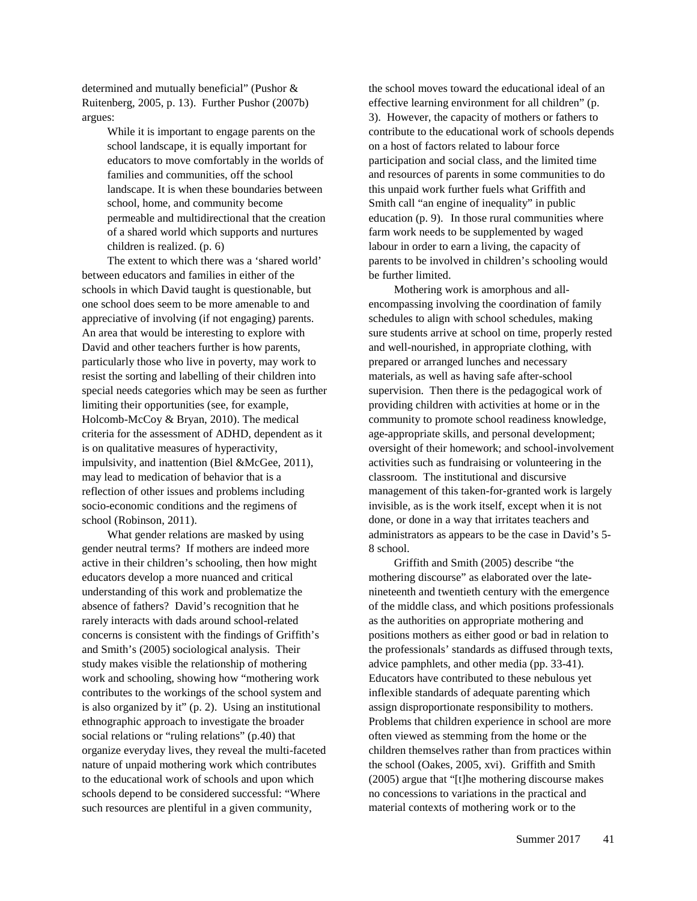determined and mutually beneficial" (Pushor & Ruitenberg, 2005, p. 13). Further Pushor (2007b) argues:

> While it is important to engage parents on the school landscape, it is equally important for educators to move comfortably in the worlds of families and communities, off the school landscape. It is when these boundaries between school, home, and community become permeable and multidirectional that the creation of a shared world which supports and nurtures children is realized. (p. 6)

The extent to which there was a 'shared world' between educators and families in either of the schools in which David taught is questionable, but one school does seem to be more amenable to and appreciative of involving (if not engaging) parents. An area that would be interesting to explore with David and other teachers further is how parents, particularly those who live in poverty, may work to resist the sorting and labelling of their children into special needs categories which may be seen as further limiting their opportunities (see, for example, Holcomb-McCoy & Bryan, 2010). The medical criteria for the assessment of ADHD, dependent as it is on qualitative measures of hyperactivity, impulsivity, and inattention (Biel &McGee, 2011), may lead to medication of behavior that is a reflection of other issues and problems including socio-economic conditions and the regimens of school (Robinson, 2011).

What gender relations are masked by using gender neutral terms? If mothers are indeed more active in their children's schooling, then how might educators develop a more nuanced and critical understanding of this work and problematize the absence of fathers? David's recognition that he rarely interacts with dads around school-related concerns is consistent with the findings of Griffith's and Smith's (2005) sociological analysis. Their study makes visible the relationship of mothering work and schooling, showing how "mothering work contributes to the workings of the school system and is also organized by it" (p. 2). Using an institutional ethnographic approach to investigate the broader social relations or "ruling relations" (p.40) that organize everyday lives, they reveal the multi-faceted nature of unpaid mothering work which contributes to the educational work of schools and upon which schools depend to be considered successful: "Where such resources are plentiful in a given community, the school moves toward the educational ideal of an effective learning environment for all children" (p. 3). However, the capacity of mothers or fathers to contribute to the educational work of schools depends on a host of factors related to labour force participation and social class, and the limited time and resources of parents in some communities to do this unpaid work further fuels what Griffith and Smith call "an engine of inequality" in public education (p. 9). In those rural communities where farm work needs to be supplemented by waged labour in order to earn a living, the capacity of parents to be involved in children's schooling would be further limited.

Mothering work is amorphous and all-encompassing involving the coordination of family schedules to align with school schedules, making sure students arrive at school on time, properly rested and well-nourished, in appropriate clothing, with prepared or arranged lunches and necessary materials, as well as having safe after-school supervision. Then there is the pedagogical work of providing children with activities at home or in the community to promote school readiness knowledge, age-appropriate skills, and personal development; oversight of their homework; and school-involvement activities such as fundraising or volunteering in the classroom. The institutional and discursive management of this taken-for-granted work is largely invisible, as is the work itself, except when it is not done, or done in a way that irritates teachers and administrators as appears to be the case in David's 5-8 school.

Griffith and Smith (2005) describe "the mothering discourse" as elaborated over the late-nineteenth and twentieth century with the emergence of the middle class, and which positions professionals as the authorities on appropriate mothering and positions mothers as either good or bad in relation to the professionals' standards as diffused through texts, advice pamphlets, and other media (pp. 33-41). Educators have contributed to these nebulous yet inflexible standards of adequate parenting which assign disproportionate responsibility to mothers. Problems that children experience in school are more often viewed as stemming from the home or the children themselves rather than from practices within the school (Oakes, 2005, xvi). Griffith and Smith (2005) argue that "[t]he mothering discourse makes no concessions to variations in the practical and material contexts of mothering work or to the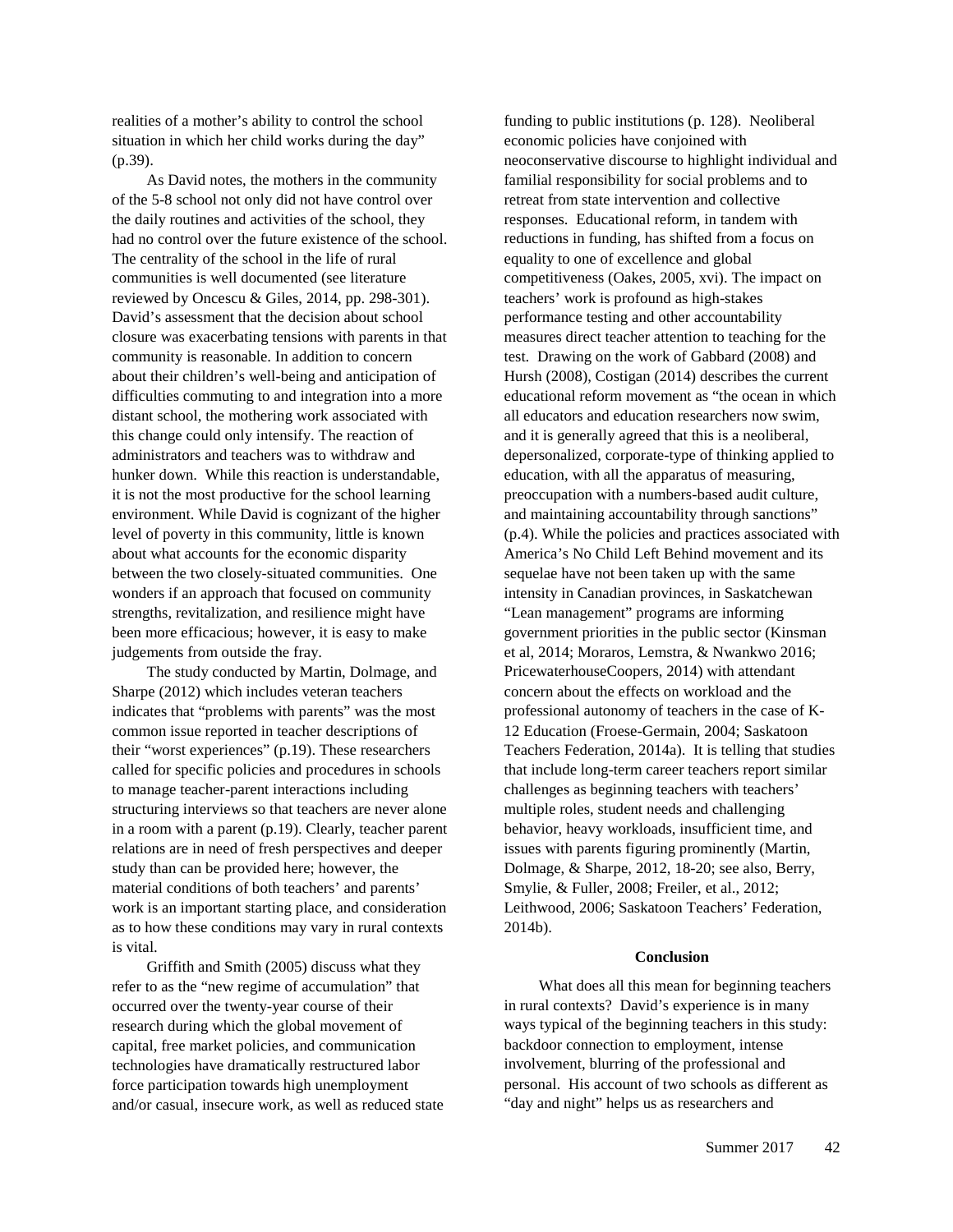realities of a mother's ability to control the school situation in which her child works during the day" (p.39).

As David notes, the mothers in the community of the 5-8 school not only did not have control over the daily routines and activities of the school, they had no control over the future existence of the school. The centrality of the school in the life of rural communities is well documented (see literature reviewed by Oncescu & Giles, 2014, pp. 298-301). David's assessment that the decision about school closure was exacerbating tensions with parents in that community is reasonable. In addition to concern about their children's well-being and anticipation of difficulties commuting to and integration into a more distant school, the mothering work associated with this change could only intensify. The reaction of administrators and teachers was to withdraw and hunker down. While this reaction is understandable, it is not the most productive for the school learning environment. While David is cognizant of the higher level of poverty in this community, little is known about what accounts for the economic disparity between the two closely-situated communities. One wonders if an approach that focused on community strengths, revitalization, and resilience might have been more efficacious; however, it is easy to make judgements from outside the fray.

The study conducted by Martin, Dolmage, and Sharpe (2012) which includes veteran teachers indicates that "problems with parents" was the most common issue reported in teacher descriptions of their "worst experiences" (p.19). These researchers called for specific policies and procedures in schools to manage teacher-parent interactions including structuring interviews so that teachers are never alone in a room with a parent (p.19). Clearly, teacher parent relations are in need of fresh perspectives and deeper study than can be provided here; however, the material conditions of both teachers' and parents' work is an important starting place, and consideration as to how these conditions may vary in rural contexts is vital.

Griffith and Smith (2005) discuss what they refer to as the "new regime of accumulation" that occurred over the twenty-year course of their research during which the global movement of capital, free market policies, and communication technologies have dramatically restructured labor force participation towards high unemployment and/or casual, insecure work, as well as reduced state funding to public institutions (p. 128). Neoliberal economic policies have conjoined with neoconservative discourse to highlight individual and familial responsibility for social problems and to retreat from state intervention and collective responses. Educational reform, in tandem with reductions in funding, has shifted from a focus on equality to one of excellence and global competitiveness (Oakes, 2005, xvi). The impact on teachers' work is profound as high-stakes performance testing and other accountability measures direct teacher attention to teaching for the test. Drawing on the work of Gabbard (2008) and Hursh (2008), Costigan (2014) describes the current educational reform movement as "the ocean in which all educators and education researchers now swim, and it is generally agreed that this is a neoliberal, depersonalized, corporate-type of thinking applied to education, with all the apparatus of measuring, preoccupation with a numbers-based audit culture, and maintaining accountability through sanctions" (p.4). While the policies and practices associated with America's No Child Left Behind movement and its sequelae have not been taken up with the same intensity in Canadian provinces, in Saskatchewan "Lean management" programs are informing government priorities in the public sector (Kinsman et al, 2014; Moraros, Lemstra, & Nwankwo 2016; PricewaterhouseCoopers, 2014) with attendant concern about the effects on workload and the professional autonomy of teachers in the case of K-12 Education (Froese-Germain, 2004; Saskatoon Teachers Federation, 2014a). It is telling that studies that include long-term career teachers report similar challenges as beginning teachers with teachers' multiple roles, student needs and challenging behavior, heavy workloads, insufficient time, and issues with parents figuring prominently (Martin, Dolmage, & Sharpe, 2012, 18-20; see also, Berry, Smylie, & Fuller, 2008; Freiler, et al., 2012; Leithwood, 2006; Saskatoon Teachers' Federation, 2014b).

## Conclusion

What does all this mean for beginning teachers in rural contexts? David's experience is in many ways typical of the beginning teachers in this study: backdoor connection to employment, intense involvement, blurring of the professional and personal. His account of two schools as different as "day and night" helps us as researchers and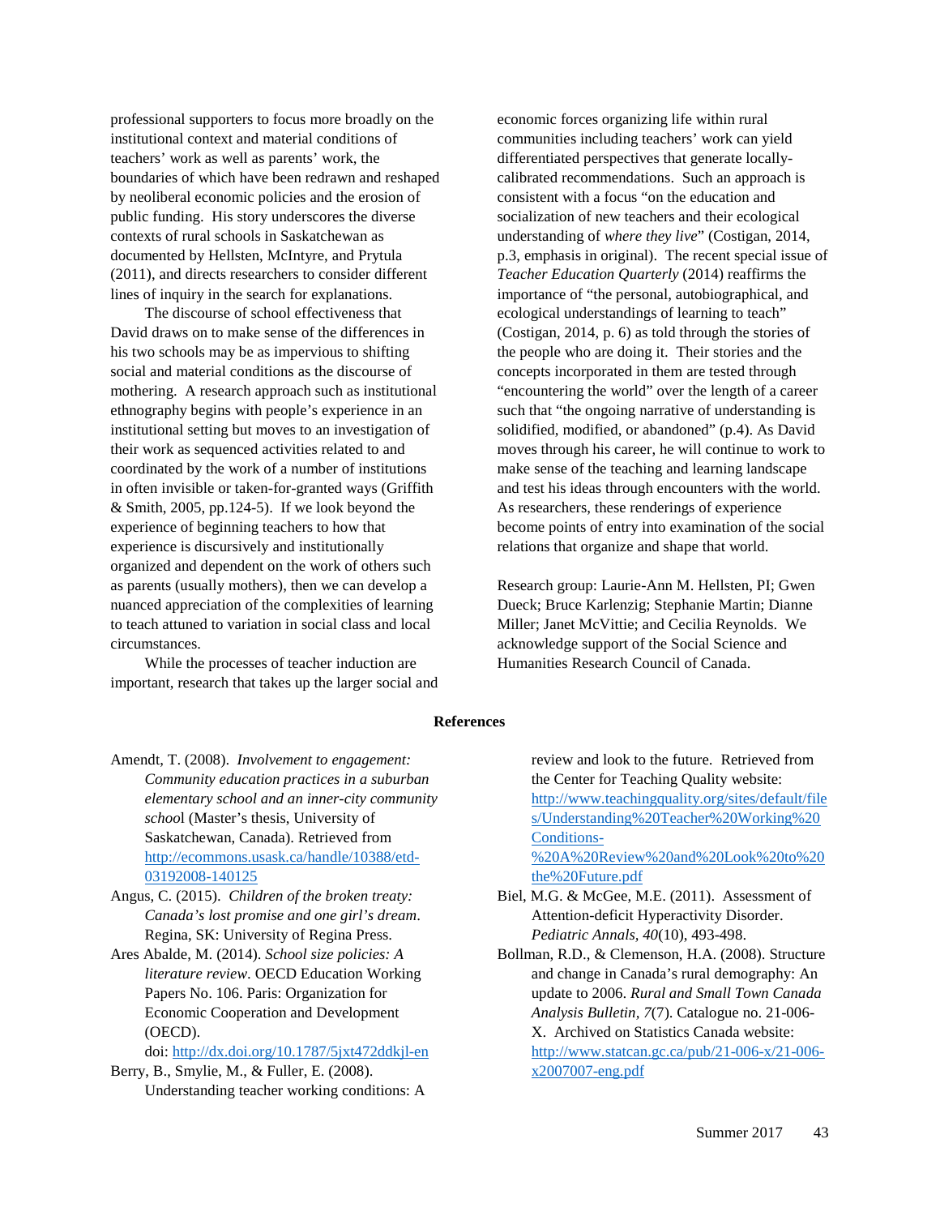professional supporters to focus more broadly on the institutional context and material conditions of teachers' work as well as parents' work, the boundaries of which have been redrawn and reshaped by neoliberal economic policies and the erosion of public funding. His story underscores the diverse contexts of rural schools in Saskatchewan as documented by Hellsten, McIntyre, and Prytula (2011), and directs researchers to consider different lines of inquiry in the search for explanations.

The discourse of school effectiveness that David draws on to make sense of the differences in his two schools may be as impervious to shifting social and material conditions as the discourse of mothering. A research approach such as institutional ethnography begins with people's experience in an institutional setting but moves to an investigation of their work as sequenced activities related to and coordinated by the work of a number of institutions in often invisible or taken-for-granted ways (Griffith & Smith, 2005, pp.124-5). If we look beyond the experience of beginning teachers to how that experience is discursively and institutionally organized and dependent on the work of others such as parents (usually mothers), then we can develop a nuanced appreciation of the complexities of learning to teach attuned to variation in social class and local circumstances.

While the processes of teacher induction are important, research that takes up the larger social and economic forces organizing life within rural communities including teachers' work can yield differentiated perspectives that generate locally-calibrated recommendations. Such an approach is consistent with a focus "on the education and socialization of new teachers and their ecological understanding of *where they live*" (Costigan, 2014, p.3, emphasis in original). The recent special issue of *Teacher Education Quarterly* (2014) reaffirms the importance of "the personal, autobiographical, and ecological understandings of learning to teach" (Costigan, 2014, p. 6) as told through the stories of the people who are doing it. Their stories and the concepts incorporated in them are tested through "encountering the world" over the length of a career such that "the ongoing narrative of understanding is solidified, modified, or abandoned" (p.4). As David moves through his career, he will continue to work to make sense of the teaching and learning landscape and test his ideas through encounters with the world. As researchers, these renderings of experience become points of entry into examination of the social relations that organize and shape that world.

Research group: Laurie-Ann M. Hellsten, PI; Gwen Dueck; Bruce Karlenzig; Stephanie Martin; Dianne Miller; Janet McVittie; and Cecilia Reynolds. We acknowledge support of the Social Science and Humanities Research Council of Canada.

## References

Amendt, T. (2008). *Involvement to engagement: Community education practices in a suburban elementary school and an inner-city community school* (Master's thesis, University of Saskatchewan, Canada). Retrieved from http://ecommons.usask.ca/handle/10388/etd-03192008-140125

Angus, C. (2015). *Children of the broken treaty: Canada's lost promise and one girl's dream*. Regina, SK: University of Regina Press.

Ares Abalde, M. (2014). *School size policies: A literature review*. OECD Education Working Papers No. 106. Paris: Organization for Economic Cooperation and Development (OECD). doi: http://dx.doi.org/10.1787/5jxt472ddkjl-en

Berry, B., Smylie, M., & Fuller, E. (2008). Understanding teacher working conditions: A review and look to the future. Retrieved from the Center for Teaching Quality website: http://www.teachingquality.org/sites/default/files/Understanding%20Teacher%20Working%20Conditions-%20A%20Review%20and%20Look%20to%20the%20Future.pdf

Biel, M.G. & McGee, M.E. (2011). Assessment of Attention-deficit Hyperactivity Disorder. *Pediatric Annals, 40*(10), 493-498.

Bollman, R.D., & Clemenson, H.A. (2008). Structure and change in Canada's rural demography: An update to 2006. *Rural and Small Town Canada Analysis Bulletin, 7*(7). Catalogue no. 21-006-X. Archived on Statistics Canada website: http://www.statcan.gc.ca/pub/21-006-x/21-006-x2007007-eng.pdf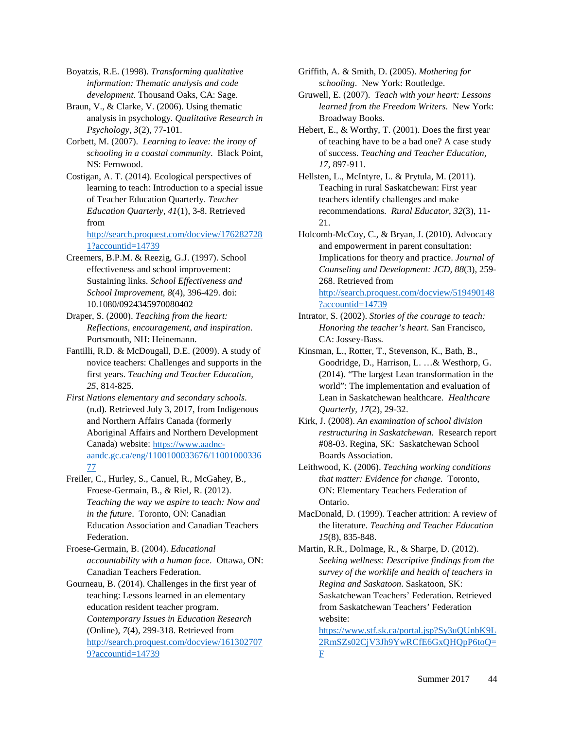Boyatzis, R.E. (1998). *Transforming qualitative information: Thematic analysis and code development*. Thousand Oaks, CA: Sage.

Braun, V., & Clarke, V. (2006). Using thematic analysis in psychology. *Qualitative Research in Psychology, 3*(2), 77-101.

Corbett, M. (2007). *Learning to leave: the irony of schooling in a coastal community*. Black Point, NS: Fernwood.

Costigan, A. T. (2014). Ecological perspectives of learning to teach: Introduction to a special issue of Teacher Education Quarterly. *Teacher Education Quarterly, 41*(1), 3-8. Retrieved from http://search.proquest.com/docview/1762827281?accountid=14739

Creemers, B.P.M. & Reezig, G.J. (1997). School effectiveness and school improvement: Sustaining links. *School Effectiveness and School Improvement, 8*(4), 396-429. doi: 10.1080/0924345970080402

Draper, S. (2000). *Teaching from the heart: Reflections, encouragement, and inspiration*. Portsmouth, NH: Heinemann.

Fantilli, R.D. & McDougall, D.E. (2009). A study of novice teachers: Challenges and supports in the first years. *Teaching and Teacher Education, 25*, 814-825.

*First Nations elementary and secondary schools*. (n.d). Retrieved July 3, 2017, from Indigenous and Northern Affairs Canada (formerly Aboriginal Affairs and Northern Development Canada) website: https://www.aadnc-aandc.gc.ca/eng/1100100033676/1100100033677

Freiler, C., Hurley, S., Canuel, R., McGahey, B., Froese-Germain, B., & Riel, R. (2012). *Teaching the way we aspire to teach: Now and in the future*. Toronto, ON: Canadian Education Association and Canadian Teachers Federation.

Froese-Germain, B. (2004). *Educational accountability with a human face*. Ottawa, ON: Canadian Teachers Federation.

Gourneau, B. (2014). Challenges in the first year of teaching: Lessons learned in an elementary education resident teacher program. *Contemporary Issues in Education Research* (Online), *7*(4), 299-318. Retrieved from http://search.proquest.com/docview/1613027079?accountid=14739

Griffith, A. & Smith, D. (2005). *Mothering for schooling*. New York: Routledge.

Gruwell, E. (2007). *Teach with your heart: Lessons learned from the Freedom Writers*. New York: Broadway Books.

Hebert, E., & Worthy, T. (2001). Does the first year of teaching have to be a bad one? A case study of success. *Teaching and Teacher Education, 17*, 897-911.

Hellsten, L., McIntyre, L. & Prytula, M. (2011). Teaching in rural Saskatchewan: First year teachers identify challenges and make recommendations. *Rural Educator, 32*(3), 11-21.

Holcomb-McCoy, C., & Bryan, J. (2010). Advocacy and empowerment in parent consultation: Implications for theory and practice. *Journal of Counseling and Development: JCD, 88*(3), 259-268. Retrieved from http://search.proquest.com/docview/519490148?accountid=14739

Intrator, S. (2002). *Stories of the courage to teach: Honoring the teacher's heart*. San Francisco, CA: Jossey-Bass.

Kinsman, L., Rotter, T., Stevenson, K., Bath, B., Goodridge, D., Harrison, L. …& Westhorp, G. (2014). "The largest Lean transformation in the world": The implementation and evaluation of Lean in Saskatchewan healthcare. *Healthcare Quarterly, 17*(2), 29-32.

Kirk, J. (2008). *An examination of school division restructuring in Saskatchewan*. Research report #08-03. Regina, SK: Saskatchewan School Boards Association.

Leithwood, K. (2006). *Teaching working conditions that matter: Evidence for change*. Toronto, ON: Elementary Teachers Federation of Ontario.

MacDonald, D. (1999). Teacher attrition: A review of the literature. *Teaching and Teacher Education 15*(8), 835-848.

Martin, R.R., Dolmage, R., & Sharpe, D. (2012). *Seeking wellness: Descriptive findings from the survey of the worklife and health of teachers in Regina and Saskatoon*. Saskatoon, SK: Saskatchewan Teachers' Federation. Retrieved from Saskatchewan Teachers' Federation website: https://www.stf.sk.ca/portal.jsp?Sy3uQUnbK9L2RmSZs02CjV3Jh9YwRCfE6GxQHQpP6toQ=F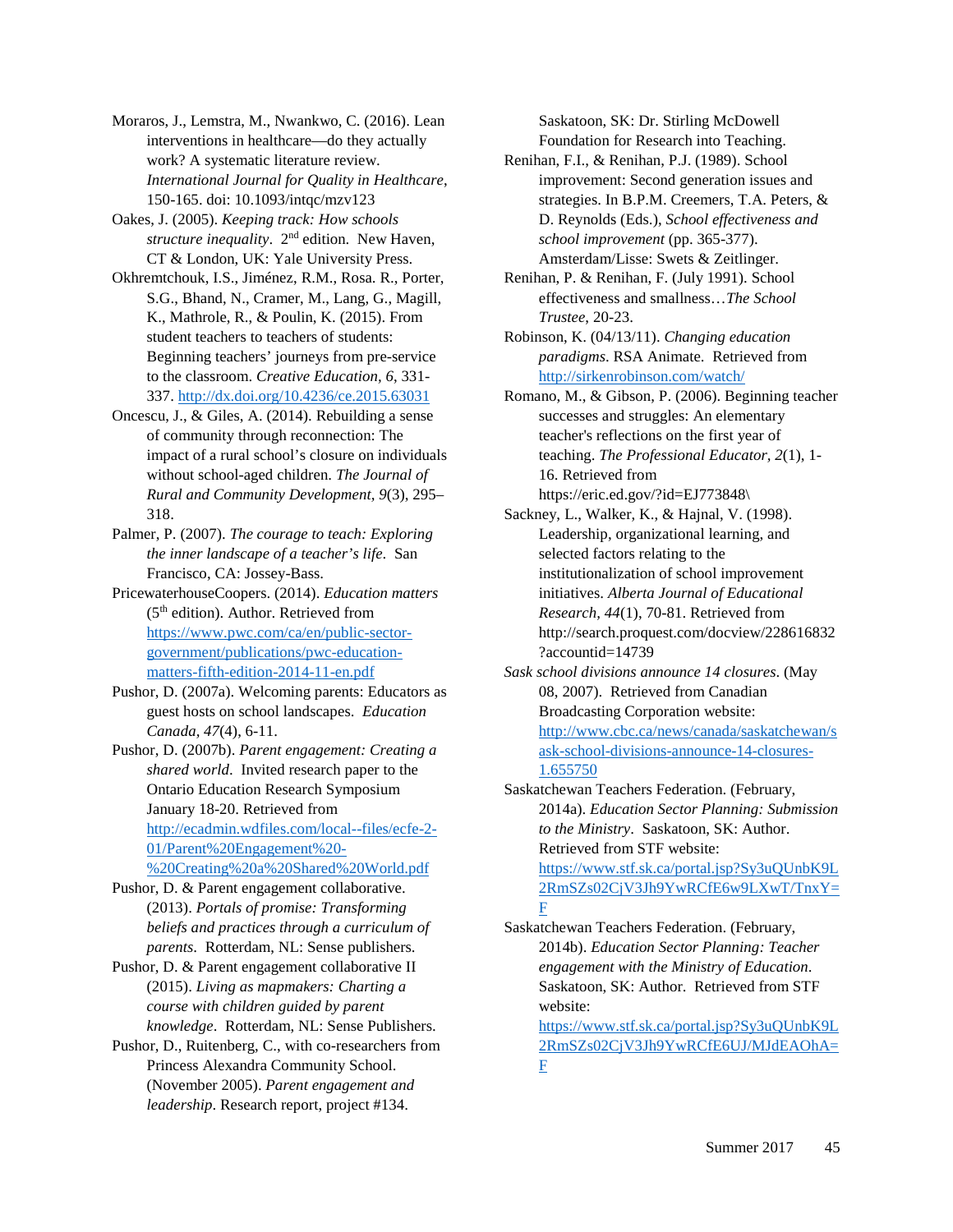Moraros, J., Lemstra, M., Nwankwo, C. (2016). Lean interventions in healthcare—do they actually work? A systematic literature review. *International Journal for Quality in Healthcare*, 150-165. doi: 10.1093/intqc/mzv123

Oakes, J. (2005). *Keeping track: How schools structure inequality*. 2nd edition. New Haven, CT & London, UK: Yale University Press.

Okhremtchouk, I.S., Jiménez, R.M., Rosa. R., Porter, S.G., Bhand, N., Cramer, M., Lang, G., Magill, K., Mathrole, R., & Poulin, K. (2015). From student teachers to teachers of students: Beginning teachers' journeys from pre-service to the classroom. *Creative Education, 6*, 331-337. http://dx.doi.org/10.4236/ce.2015.63031

Oncescu, J., & Giles, A. (2014). Rebuilding a sense of community through reconnection: The impact of a rural school's closure on individuals without school-aged children. *The Journal of Rural and Community Development, 9*(3), 295–318.

Palmer, P. (2007). *The courage to teach: Exploring the inner landscape of a teacher's life*. San Francisco, CA: Jossey-Bass.

PricewaterhouseCoopers. (2014). *Education matters* (5th edition). Author. Retrieved from https://www.pwc.com/ca/en/public-sector-government/publications/pwc-education-matters-fifth-edition-2014-11-en.pdf

Pushor, D. (2007a). Welcoming parents: Educators as guest hosts on school landscapes. *Education Canada, 47*(4), 6-11.

Pushor, D. (2007b). *Parent engagement: Creating a shared world*. Invited research paper to the Ontario Education Research Symposium January 18-20. Retrieved from http://ecadmin.wdfiles.com/local--files/ecfe-2-01/Parent%20Engagement%20-%20Creating%20a%20Shared%20World.pdf

Pushor, D. & Parent engagement collaborative. (2013). *Portals of promise: Transforming beliefs and practices through a curriculum of parents*. Rotterdam, NL: Sense publishers.

Pushor, D. & Parent engagement collaborative II (2015). *Living as mapmakers: Charting a course with children guided by parent knowledge*. Rotterdam, NL: Sense Publishers.

Pushor, D., Ruitenberg, C., with co-researchers from Princess Alexandra Community School. (November 2005). *Parent engagement and leadership*. Research report, project #134. Saskatoon, SK: Dr. Stirling McDowell Foundation for Research into Teaching.

Renihan, F.I., & Renihan, P.J. (1989). School improvement: Second generation issues and strategies. In B.P.M. Creemers, T.A. Peters, & D. Reynolds (Eds.), *School effectiveness and school improvement* (pp. 365-377). Amsterdam/Lisse: Swets & Zeitlinger.

Renihan, P. & Renihan, F. (July 1991). School effectiveness and smallness…*The School Trustee*, 20-23.

Robinson, K. (04/13/11). *Changing education paradigms*. RSA Animate. Retrieved from http://sirkenrobinson.com/watch/

Romano, M., & Gibson, P. (2006). Beginning teacher successes and struggles: An elementary teacher's reflections on the first year of teaching. *The Professional Educator, 2*(1), 1-16. Retrieved from https://eric.ed.gov/?id=EJ773848\

Sackney, L., Walker, K., & Hajnal, V. (1998). Leadership, organizational learning, and selected factors relating to the institutionalization of school improvement initiatives. *Alberta Journal of Educational Research, 44*(1), 70-81. Retrieved from http://search.proquest.com/docview/228616832?accountid=14739

*Sask school divisions announce 14 closures*. (May 08, 2007). Retrieved from Canadian Broadcasting Corporation website: http://www.cbc.ca/news/canada/saskatchewan/sask-school-divisions-announce-14-closures-1.655750

Saskatchewan Teachers Federation. (February, 2014a). *Education Sector Planning: Submission to the Ministry*. Saskatoon, SK: Author. Retrieved from STF website: https://www.stf.sk.ca/portal.jsp?Sy3uQUnbK9L2RmSZs02CjV3Jh9YwRCfE6w9LXwT/TnxY=F

Saskatchewan Teachers Federation. (February, 2014b). *Education Sector Planning: Teacher engagement with the Ministry of Education*. Saskatoon, SK: Author. Retrieved from STF website: https://www.stf.sk.ca/portal.jsp?Sy3uQUnbK9L2RmSZs02CjV3Jh9YwRCfE6UJ/MJdEAOhA=F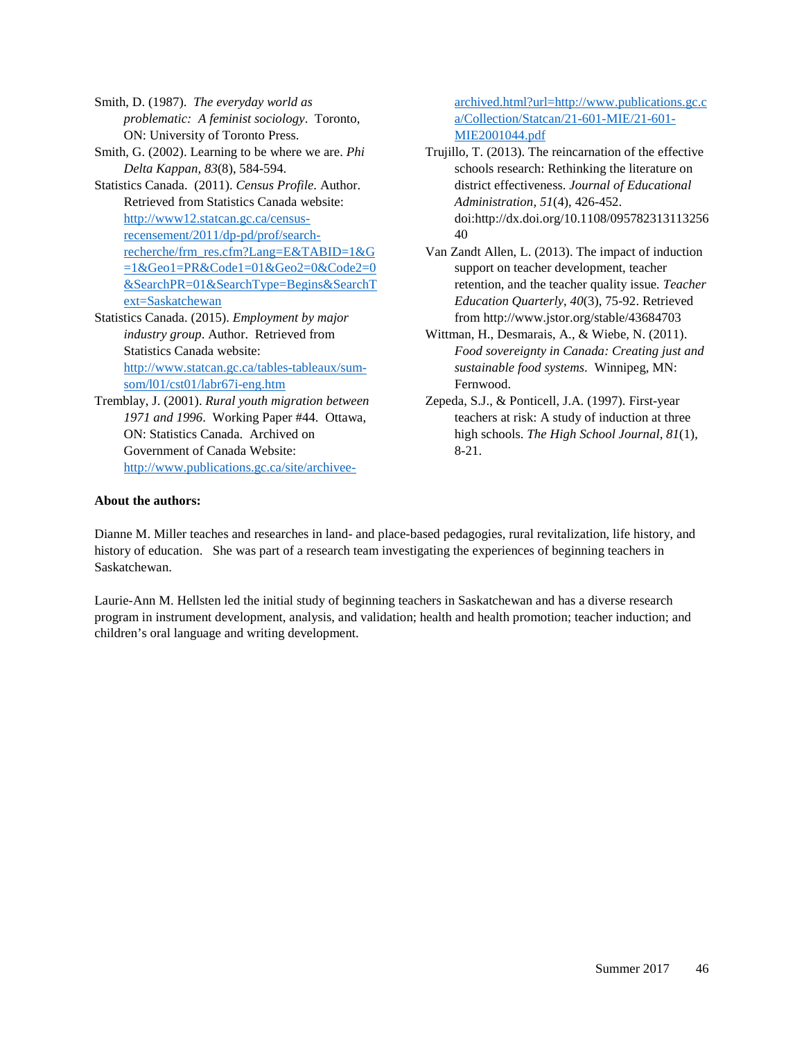Smith, D. (1987). *The everyday world as problematic: A feminist sociology*. Toronto, ON: University of Toronto Press.

Smith, G. (2002). Learning to be where we are. *Phi Delta Kappan, 83*(8), 584-594.

Statistics Canada. (2011). *Census Profile*. Author. Retrieved from Statistics Canada website: http://www12.statcan.gc.ca/census-recensement/2011/dp-pd/prof/search-recherche/frm_res.cfm?Lang=E&TABID=1&G=1&Geo1=PR&Code1=01&Geo2=0&Code2=0&SearchPR=01&SearchType=Begins&SearchText=Saskatchewan

Statistics Canada. (2015). *Employment by major industry group*. Author. Retrieved from Statistics Canada website: http://www.statcan.gc.ca/tables-tableaux/sum-som/l01/cst01/labr67i-eng.htm

Tremblay, J. (2001). *Rural youth migration between 1971 and 1996*. Working Paper #44. Ottawa, ON: Statistics Canada. Archived on Government of Canada Website: http://www.publications.gc.ca/site/archivee-archived.html?url=http://www.publications.gc.ca/Collection/Statcan/21-601-MIE/21-601-MIE2001044.pdf

Trujillo, T. (2013). The reincarnation of the effective schools research: Rethinking the literature on district effectiveness. *Journal of Educational Administration, 51*(4), 426-452. doi:http://dx.doi.org/10.1108/09578231311325640

Van Zandt Allen, L. (2013). The impact of induction support on teacher development, teacher retention, and the teacher quality issue. *Teacher Education Quarterly, 40*(3), 75-92. Retrieved from http://www.jstor.org/stable/43684703

Wittman, H., Desmarais, A., & Wiebe, N. (2011). *Food sovereignty in Canada: Creating just and sustainable food systems*. Winnipeg, MN: Fernwood.

Zepeda, S.J., & Ponticell, J.A. (1997). First-year teachers at risk: A study of induction at three high schools. *The High School Journal, 81*(1), 8-21.

**About the authors:**

Dianne M. Miller teaches and researches in land- and place-based pedagogies, rural revitalization, life history, and history of education. She was part of a research team investigating the experiences of beginning teachers in Saskatchewan.

Laurie-Ann M. Hellsten led the initial study of beginning teachers in Saskatchewan and has a diverse research program in instrument development, analysis, and validation; health and health promotion; teacher induction; and children's oral language and writing development.